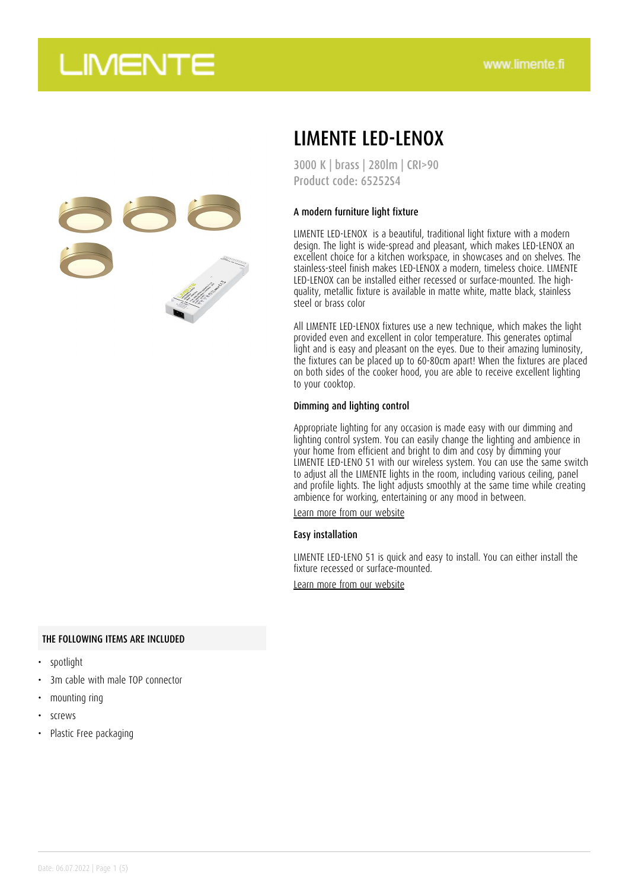# LIMENTE

www.limente.fi

## LIMENTE LED-LENOX

3000 K | brass | 280lm | CRI>90
Product code: 65252S4

### A modern furniture light fixture

LIMENTE LED-LENOX is a beautiful, traditional light fixture with a modern design. The light is wide-spread and pleasant, which makes LED-LENOX an excellent choice for a kitchen workspace, in showcases and on shelves. The stainless-steel finish makes LED-LENOX a modern, timeless choice. LIMENTE LED-LENOX can be installed either recessed or surface-mounted. The high-quality, metallic fixture is available in matte white, matte black, stainless steel or brass color

All LIMENTE LED-LENOX fixtures use a new technique, which makes the light provided even and excellent in color temperature. This generates optimal light and is easy and pleasant on the eyes. Due to their amazing luminosity, the fixtures can be placed up to 60-80cm apart! When the fixtures are placed on both sides of the cooker hood, you are able to receive excellent lighting to your cooktop.

### Dimming and lighting control

Appropriate lighting for any occasion is made easy with our dimming and lighting control system. You can easily change the lighting and ambience in your home from efficient and bright to dim and cosy by dimming your LIMENTE LED-LENO 51 with our wireless system. You can use the same switch to adjust all the LIMENTE lights in the room, including various ceiling, panel and profile lights. The light adjusts smoothly at the same time while creating ambience for working, entertaining or any mood in between.

Learn more from our website

### Easy installation

LIMENTE LED-LENO 51 is quick and easy to install. You can either install the fixture recessed or surface-mounted.

Learn more from our website

### THE FOLLOWING ITEMS ARE INCLUDED

- spotlight
- 3m cable with male TOP connector
- mounting ring
- screws
- Plastic Free packaging

Date: 06.07.2022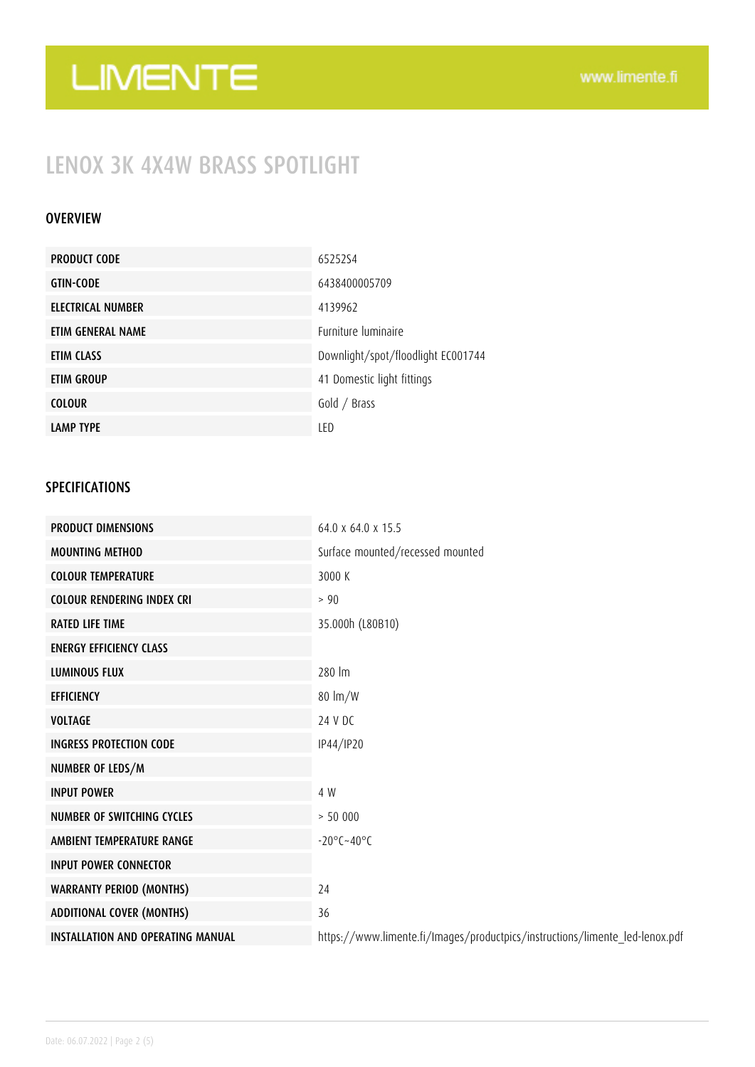# LIMENTE

www.limente.fi

## LENOX 3K 4X4W BRASS SPOTLIGHT

### OVERVIEW

| | |
|---|---|
| PRODUCT CODE | 65252S4 |
| GTIN-CODE | 6438400005709 |
| ELECTRICAL NUMBER | 4139962 |
| ETIM GENERAL NAME | Furniture luminaire |
| ETIM CLASS | Downlight/spot/floodlight EC001744 |
| ETIM GROUP | 41 Domestic light fittings |
| COLOUR | Gold / Brass |
| LAMP TYPE | LED |

### SPECIFICATIONS

| | |
|---|---|
| PRODUCT DIMENSIONS | 64.0 x 64.0 x 15.5 |
| MOUNTING METHOD | Surface mounted/recessed mounted |
| COLOUR TEMPERATURE | 3000 K |
| COLOUR RENDERING INDEX CRI | > 90 |
| RATED LIFE TIME | 35.000h (L80B10) |
| ENERGY EFFICIENCY CLASS | |
| LUMINOUS FLUX | 280 lm |
| EFFICIENCY | 80 lm/W |
| VOLTAGE | 24 V DC |
| INGRESS PROTECTION CODE | IP44/IP20 |
| NUMBER OF LEDS/M | |
| INPUT POWER | 4 W |
| NUMBER OF SWITCHING CYCLES | > 50 000 |
| AMBIENT TEMPERATURE RANGE | -20°C~40°C |
| INPUT POWER CONNECTOR | |
| WARRANTY PERIOD (MONTHS) | 24 |
| ADDITIONAL COVER (MONTHS) | 36 |
| INSTALLATION AND OPERATING MANUAL | https://www.limente.fi/Images/productpics/instructions/limente_led-lenox.pdf |

Date: 06.07.2022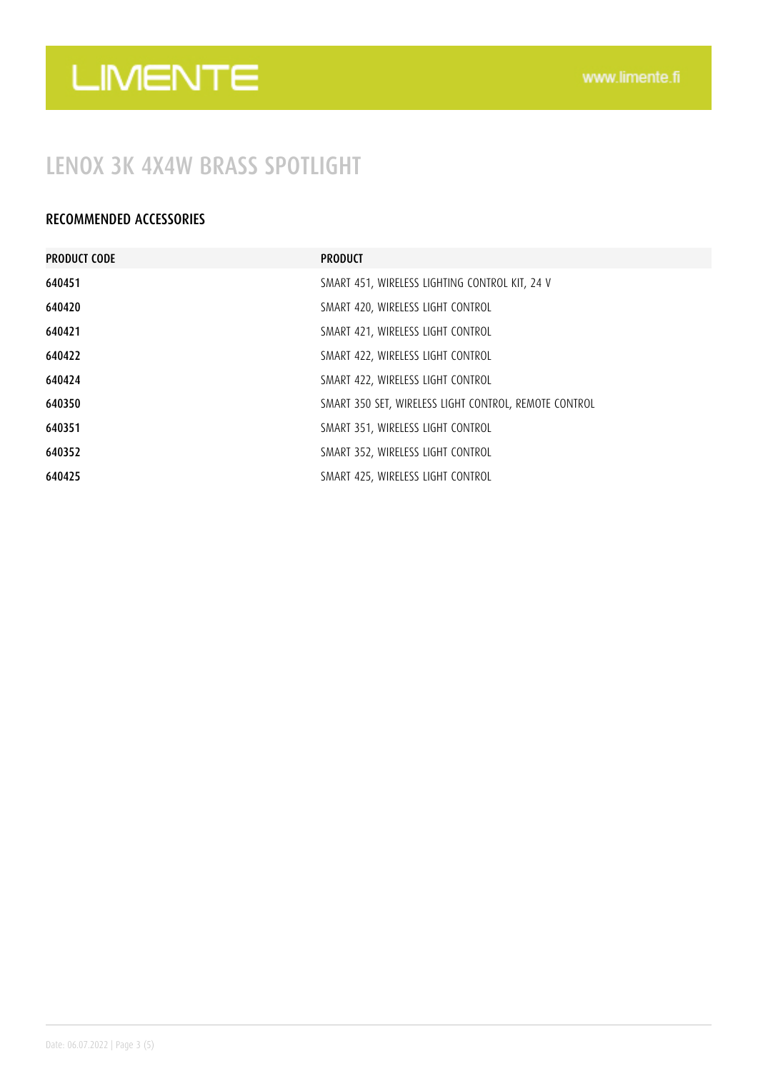# LENOX 3K 4X4W BRASS SPOTLIGHT

## RECOMMENDED ACCESSORIES

| PRODUCT CODE | PRODUCT |
| --- | --- |
| 640451 | SMART 451, WIRELESS LIGHTING CONTROL KIT, 24 V |
| 640420 | SMART 420, WIRELESS LIGHT CONTROL |
| 640421 | SMART 421, WIRELESS LIGHT CONTROL |
| 640422 | SMART 422, WIRELESS LIGHT CONTROL |
| 640424 | SMART 422, WIRELESS LIGHT CONTROL |
| 640350 | SMART 350 SET, WIRELESS LIGHT CONTROL, REMOTE CONTROL |
| 640351 | SMART 351, WIRELESS LIGHT CONTROL |
| 640352 | SMART 352, WIRELESS LIGHT CONTROL |
| 640425 | SMART 425, WIRELESS LIGHT CONTROL |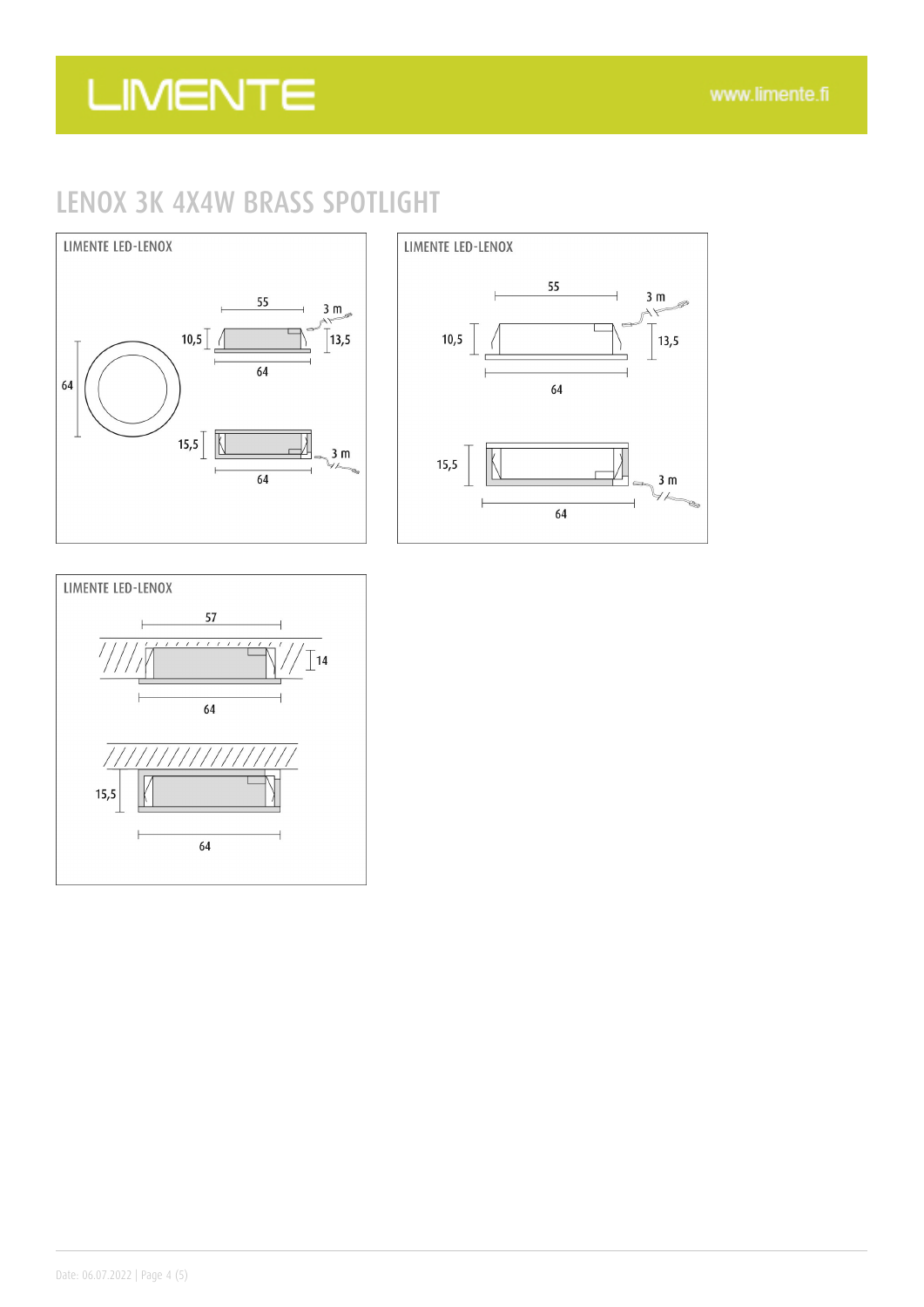# LENOX 3K 4X4W BRASS SPOTLIGHT

LIMENTE LED-LENOX

55

3 m

10,5

13,5

64

64

15,5

3 m

64

LIMENTE LED-LENOX

55

3 m

10,5

13,5

64

15,5

3 m

64

LIMENTE LED-LENOX

57

14

64

15,5

64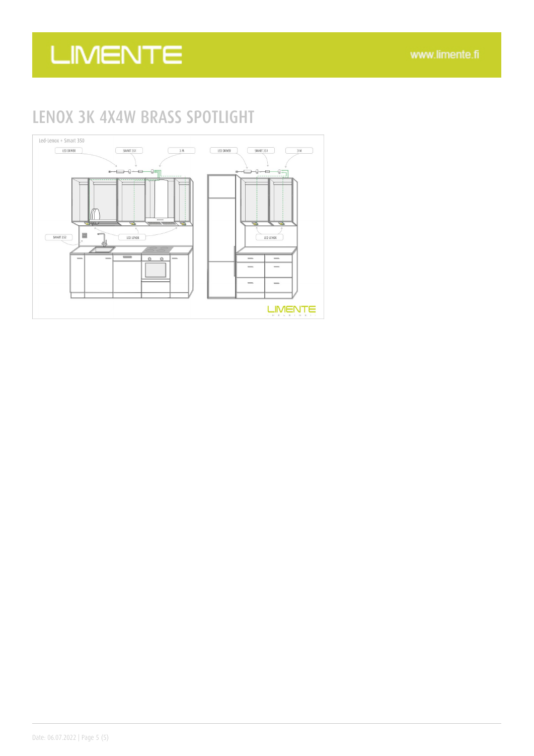# LENOX 3K 4X4W BRASS SPOTLIGHT

Led-Lenox + Smart 350

LED DRIVER

SMART 351

3 M

LED DRIVER

SMART 351

3 M

SMART 352

LED LENOX

LED LENOX

LIMENTE

HELSINKI